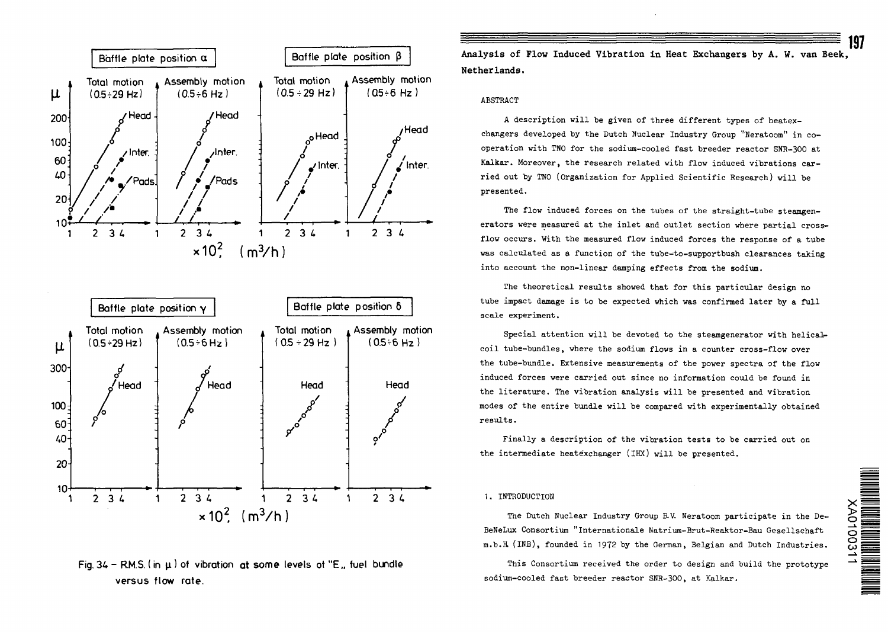Fig. 34 – R.M.S. (in μ) of vibration at some levels of "E" fuel bundle versus flow rate.

**Analysis of Flow Induced Vibration in Heat Exchangers by A. W. van Beek, Netherlands.**

## ABSTRACT

A description will be given of three different types of heatexchangers developed by the Dutch Nuclear Industry Group "Neratoom" in cooperation with TNO for the sodium-cooled fast breeder reactor SNR-300 at Kalkar. Moreover, the research related with flow induced vibrations carried out by TNO (Organization for Applied Scientific Research) will be presented.

The flow induced forces on the tubes of the straight-tube steamgenerators were measured at the inlet and outlet section where partial crossflow occurs. With the measured flow induced forces the response of a tube was calculated as a function of the tube-to-supportbush clearances taking into account the non-linear damping effects from the sodium.

The theoretical results showed that for this particular design no tube impact damage is to be expected which was confirmed later by a full scale experiment.

Special attention will be devoted to the steamgenerator with helical-coil tube-bundles, where the sodium flows in a counter cross-flow over the tube-bundle. Extensive measurements of the power spectra of the flow induced forces were carried out since no information could be found in the literature. The vibration analysis will be presented and vibration modes of the entire bundle will be compared with experimentally obtained results.

Finally a description of the vibration tests to be carried out on the intermediate heatexchanger (IHX) will be presented.

## 1. INTRODUCTION

The Dutch Nuclear Industry Group B.V. Neratoom participate in the DeBeNeLux Consortium "Internationale Natrium-Brut-Reaktor-Bau Gesellschaft m.b.H. (INB), founded in 1972 by the German, Belgian and Dutch Industries.

This Consortium received the order to design and build the prototype sodium-cooled fast breeder reactor SNR-300, at Kalkar.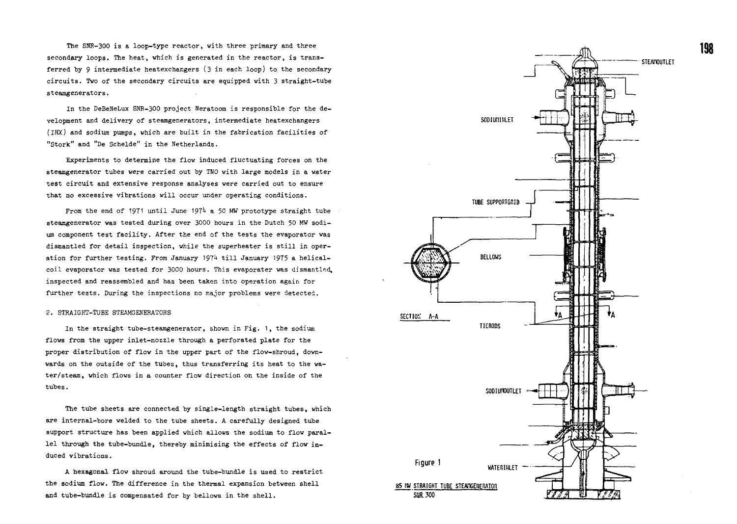The SNR-300 is a loop-type reactor, with three primary and three secondary loops. The heat, which is generated in the reactor, is transferred by 9 intermediate heatexchangers (3 in each loop) to the secondary circuits. Two of the secondary circuits are equipped with 3 straight-tube steamgenerators.

In the DeBeNeLux SNR-300 project Neratoom is responsible for the development and delivery of steamgenerators, intermediate heatexchangers (*IHX*) and sodium pumps, which are built in the fabrication facilities of "Stork" and "De Schelde" in the Netherlands.

Experiments to determine the flow induced fluctuating forces on the steamgenerator tubes were carried out by TNO with large models in a water test circuit and extensive response analyses were carried out to ensure that no excessive vibrations will occur under operating conditions.

From the end of 1971 until June 1974 a 50 MW prototype straight tube steamgenerator was tested during over 3000 hours in the Dutch 50 MW sodium component test facility. After the end of the tests the evaporator was dismantled for detail inspection, while the superheater is still in operation for further testing. From January 1974 till January 1975 a helical-coil evaporator was tested for 3000 hours. This evaporater was dismantled, inspected and reassembled and has been taken into operation again for further tests. During the inspections no major problems were detected.

## 2. STRAIGHT-TUBE STEAMGENERATORS

In the straight tube-steamgenerator, shown in Fig. 1, the sodium flows from the upper inlet-nozzle through a perforated plate for the proper distribution of flow in the upper part of the flow-shroud, downwards on the outside of the tubes, thus transferring its heat to the water/steam, which flows in a counter flow direction on the inside of the tubes.

The tube sheets are connected by single-length straight tubes, which are internal-bore welded to the tube sheets. A carefully designed tube support structure has been applied which allows the sodium to flow parallel through the tube-bundle, thereby minimising the effects of flow induced vibrations.

A hexagonal flow shroud around the tube-bundle is used to restrict the sodium flow. The difference in the thermal expansion between shell and tube-bundle is compensated for by bellows in the shell.

STEAMOUTLET

SODIUMINLET

TUBE SUPPORTGRID

BELLOWS

SECTION A-A

TIERODS

SODIUMOUTLET

WATERINLET

Figure 1

85 MW STRAIGHT TUBE STEAMGENERATOR
SNR 300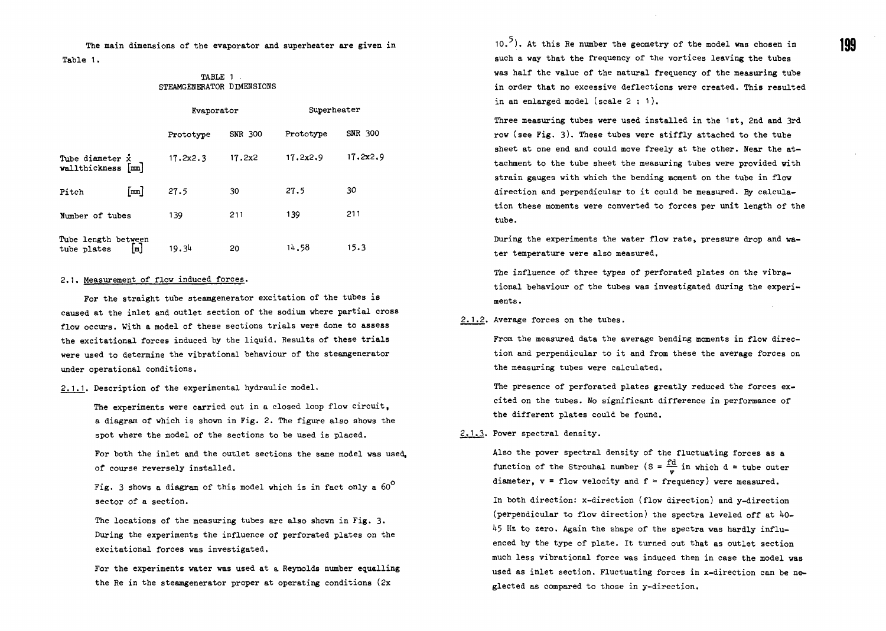The main dimensions of the evaporator and superheater are given in Table 1.

TABLE 1 .
STEAMGENERATOR DIMENSIONS

| | Evaporator | | Superheater | |
|---|---|---|---|---|
| | Prototype | SNR 300 | Prototype | SNR 300 |
| Tube diameter x wallthickness [mm] | 17.2x2.3 | 17.2x2 | 17.2x2.9 | 17.2x2.9 |
| Pitch [mm] | 27.5 | 30 | 27.5 | 30 |
| Number of tubes | 139 | 211 | 139 | 211 |
| Tube length between tube plates [m] | 19.34 | 20 | 14.58 | 15.3 |

### 2.1. Measurement of flow induced forces.

For the straight tube steamgenerator excitation of the tubes is caused at the inlet and outlet section of the sodium where partial cross flow occurs. With a model of these sections trials were done to assess the excitational forces induced by the liquid. Results of these trials were used to determine the vibrational behaviour of the steamgenerator under operational conditions.

#### 2.1.1. Description of the experimental hydraulic model.

The experiments were carried out in a closed loop flow circuit, a diagram of which is shown in Fig. 2. The figure also shows the spot where the model of the sections to be used is placed.

For both the inlet and the outlet sections the same model was used, of course reversely installed.

Fig. 3 shows a diagram of this model which is in fact only a $60^{\circ}$ sector of a section.

The locations of the measuring tubes are also shown in Fig. 3. During the experiments the influence of perforated plates on the excitational forces was investigated.

For the experiments water was used at a Reynolds number equalling the Re in the steamgenerator proper at operating conditions ($2 \times 10.^{5}$). At this Re number the geometry of the model was chosen in such a way that the frequency of the vortices leaving the tubes was half the value of the natural frequency of the measuring tube in order that no excessive deflections were created. This resulted in an enlarged model (scale 2 : 1).

Three measuring tubes were used installed in the 1st, 2nd and 3rd row (see Fig. 3). These tubes were stiffly attached to the tube sheet at one end and could move freely at the other. Near the attachment to the tube sheet the measuring tubes were provided with strain gauges with which the bending moment on the tube in flow direction and perpendicular to it could be measured. By calculation these moments were converted to forces per unit length of the tube.

During the experiments the water flow rate, pressure drop and water temperature were also measured.

The influence of three types of perforated plates on the vibrational behaviour of the tubes was investigated during the experiments.

#### 2.1.2. Average forces on the tubes.

From the measured data the average bending moments in flow direction and perpendicular to it and from these the average forces on the measuring tubes were calculated.

The presence of perforated plates greatly reduced the forces excited on the tubes. No significant difference in performance of the different plates could be found.

#### 2.1.3. Power spectral density.

Also the power spectral density of the fluctuating forces as a function of the Strouhal number ($S = \frac{fd}{v}$ in which d = tube outer diameter, v = flow velocity and f = frequency) were measured.

In both direction: x-direction (flow direction) and y-direction (perpendicular to flow direction) the spectra leveled off at 40-45 Hz to zero. Again the shape of the spectra was hardly influenced by the type of plate. It turned out that as outlet section much less vibrational force was induced then in case the model was used as inlet section. Fluctuating forces in x-direction can be neglected as compared to those in y-direction.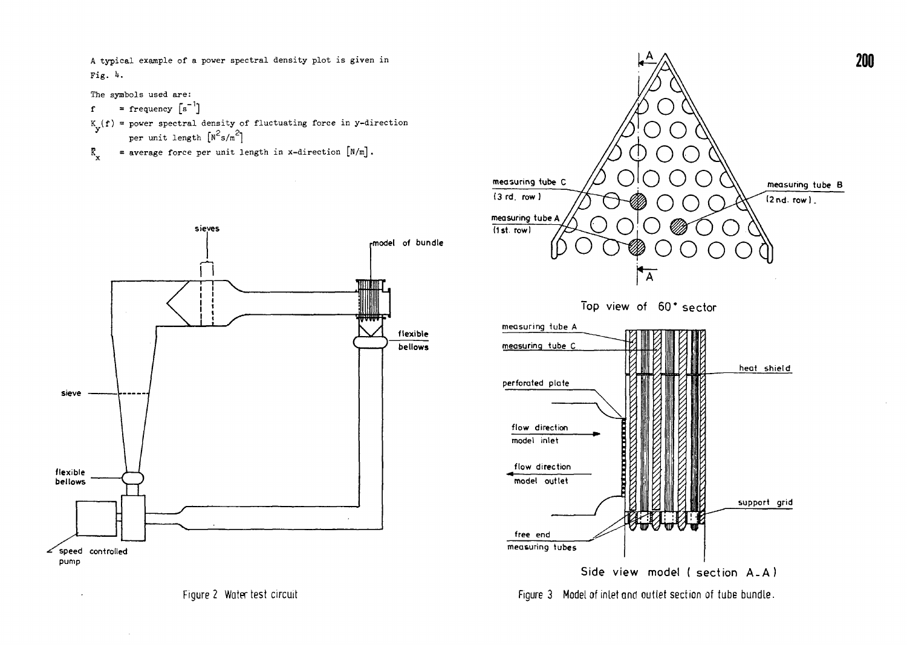A typical example of a power spectral density plot is given in Fig. 4.

The symbols used are:

$f$ = frequency $[s^{-1}]$

$K_y(f)$ = power spectral density of fluctuating force in y-direction per unit length $[N^2 s/m^2]$

$\bar{K}_x$ = average force per unit length in x-direction $[N/m]$.

Figure 2 Water test circuit

Figure 3 Model of inlet and outlet section of tube bundle.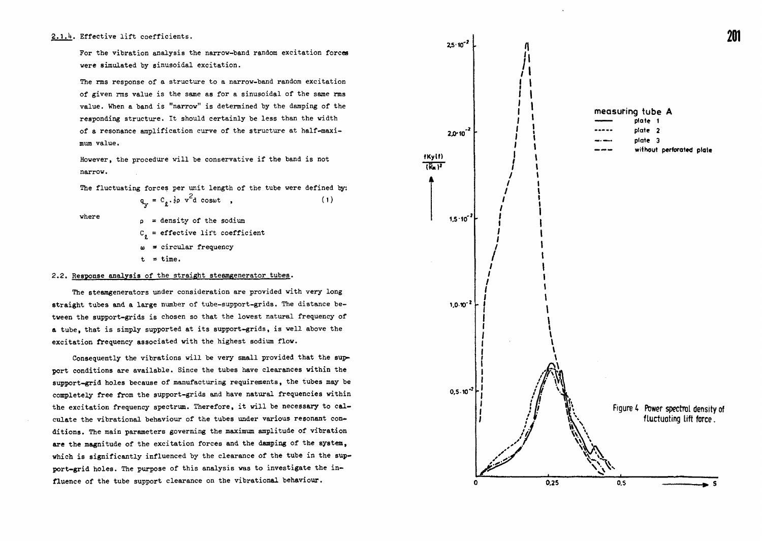### 2.1.4. Effective lift coefficients.

For the vibration analysis the narrow-band random excitation forces were simulated by sinusoidal excitation.

The rms response of a structure to a narrow-band random excitation of given rms value is the same as for a sinusoidal of the same rms value. When a band is "narrow" is determined by the damping of the responding structure. It should certainly be less than the width of a resonance amplification curve of the structure at half-maximum value.

However, the procedure will be conservative if the band is not narrow.

The fluctuating forces per unit length of the tube were defined by:

$$q_y = C_\ell \cdot \tfrac{1}{2}\rho\, v^2 d \cos\omega t \quad , \tag{1}$$

where

- $\rho$ = density of the sodium
- $C_\ell$ = effective lift coefficient
- $\omega$ = circular frequency
- $t$ = time.

## 2.2. Response analysis of the straight steamgenerator tubes.

The steamgenerators under consideration are provided with very long straight tubes and a large number of tube-support-grids. The distance between the support-grids is chosen so that the lowest natural frequency of a tube, that is simply supported at its support-grids, is well above the excitation frequency associated with the highest sodium flow.

Consequently the vibrations will be very small provided that the support conditions are available. Since the tubes have clearances within the support-grid holes because of manufacturing requirements, the tubes may be completely free from the support-grids and have natural frequencies within the excitation frequency spectrum. Therefore, it will be necessary to calculate the vibrational behaviour of the tubes under various resonant conditions. The main parameters governing the maximum amplitude of vibration are the magnitude of the excitation forces and the damping of the system, which is significantly influenced by the clearance of the tube in the support-grid holes. The purpose of this analysis was to investigate the influence of the tube support clearance on the vibrational behaviour.

Figure 4 Power spectral density of fluctuating lift force.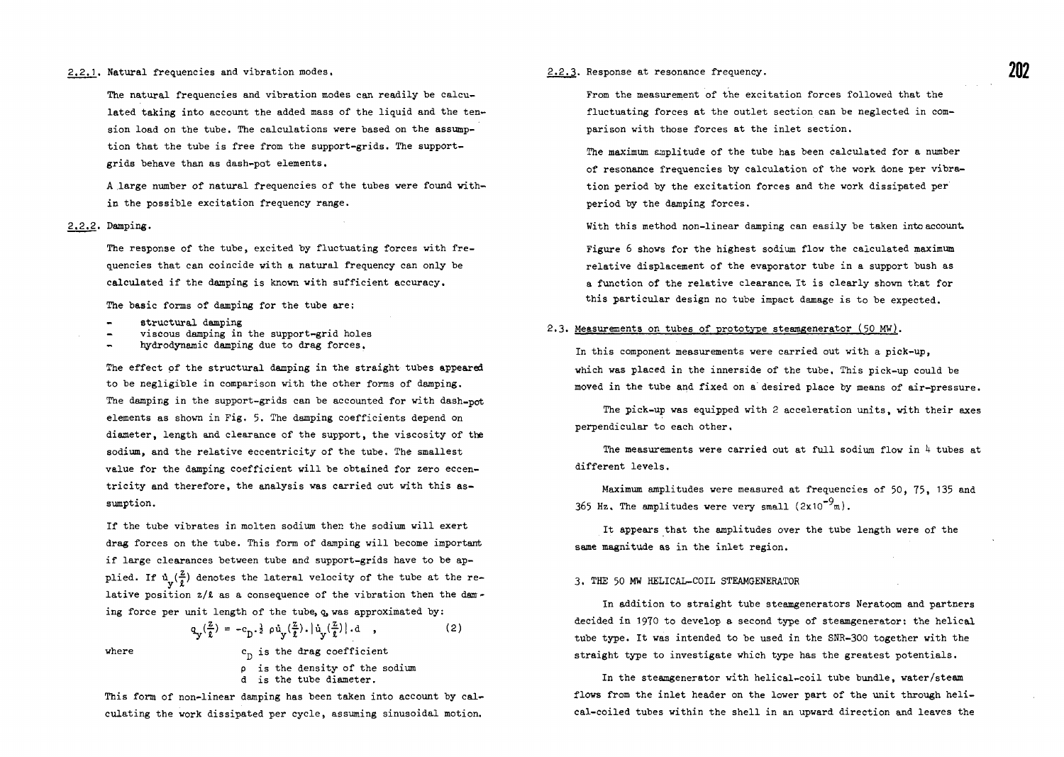2.2.1. Natural frequencies and vibration modes.

The natural frequencies and vibration modes can readily be calculated taking into account the added mass of the liquid and the tension load on the tube. The calculations were based on the assumption that the tube is free from the support-grids. The support-grids behave than as dash-pot elements.

A large number of natural frequencies of the tubes were found within the possible excitation frequency range.

2.2.2. Damping.

The response of the tube, excited by fluctuating forces with frequencies that can coincide with a natural frequency can only be calculated if the damping is known with sufficient accuracy.

The basic forms of damping for the tube are:

- structural damping
- viscous damping in the support-grid holes
- hydrodynamic damping due to drag forces.

The effect of the structural damping in the straight tubes appeared to be negligible in comparison with the other forms of damping. The damping in the support-grids can be accounted for with dash-pot elements as shown in Fig. 5. The damping coefficients depend on diameter, length and clearance of the support, the viscosity of the sodium, and the relative eccentricity of the tube. The smallest value for the damping coefficient will be obtained for zero eccentricity and therefore, the analysis was carried out with this assumption.

If the tube vibrates in molten sodium then the sodium will exert drag forces on the tube. This form of damping will become important if large clearances between tube and support-grids have to be applied. If $\dot{u}_y(\frac{z}{\ell})$ denotes the lateral velocity of the tube at the relative position $z/\ell$ as a consequence of the vibration then the damping force per unit length of the tube, $q$, was approximated by:

$$q_y(\tfrac{z}{\ell}) = -c_D \cdot \tfrac{1}{2}\,\rho \dot{u}_y(\tfrac{z}{\ell}) \cdot |\dot{u}_y(\tfrac{z}{\ell})| \cdot d \quad , \qquad (2)$$

where
$c_D$ is the drag coefficient
$\rho$ is the density of the sodium
$d$ is the tube diameter.

This form of non-linear damping has been taken into account by calculating the work dissipated per cycle, assuming sinusoidal motion.

2.2.3. Response at resonance frequency.

From the measurement of the excitation forces followed that the fluctuating forces at the outlet section can be neglected in comparison with those forces at the inlet section.

The maximum amplitude of the tube has been calculated for a number of resonance frequencies by calculation of the work done per vibration period by the excitation forces and the work dissipated per period by the damping forces.

With this method non-linear damping can easily be taken into account.

Figure 6 shows for the highest sodium flow the calculated maximum relative displacement of the evaporator tube in a support bush as a function of the relative clearance. It is clearly shown that for this particular design no tube impact damage is to be expected.

2.3. Measurements on tubes of prototype steamgenerator (50 MW).

In this component measurements were carried out with a pick-up, which was placed in the innerside of the tube. This pick-up could be moved in the tube and fixed on a desired place by means of air-pressure.

The pick-up was equipped with 2 acceleration units, with their axes perpendicular to each other.

The measurements were carried out at full sodium flow in 4 tubes at different levels.

Maximum amplitudes were measured at frequencies of 50, 75, 135 and 365 Hz. The amplitudes were very small ($2\times10^{-9}$m).

It appears that the amplitudes over the tube length were of the same magnitude as in the inlet region.

## 3. THE 50 MW HELICAL-COIL STEAMGENERATOR

In addition to straight tube steamgenerators Neratoom and partners decided in 1970 to develop a second type of steamgenerator: the helical tube type. It was intended to be used in the SNR-300 together with the straight type to investigate which type has the greatest potentials.

In the steamgenerator with helical-coil tube bundle, water/steam flows from the inlet header on the lower part of the unit through helical-coiled tubes within the shell in an upward direction and leaves the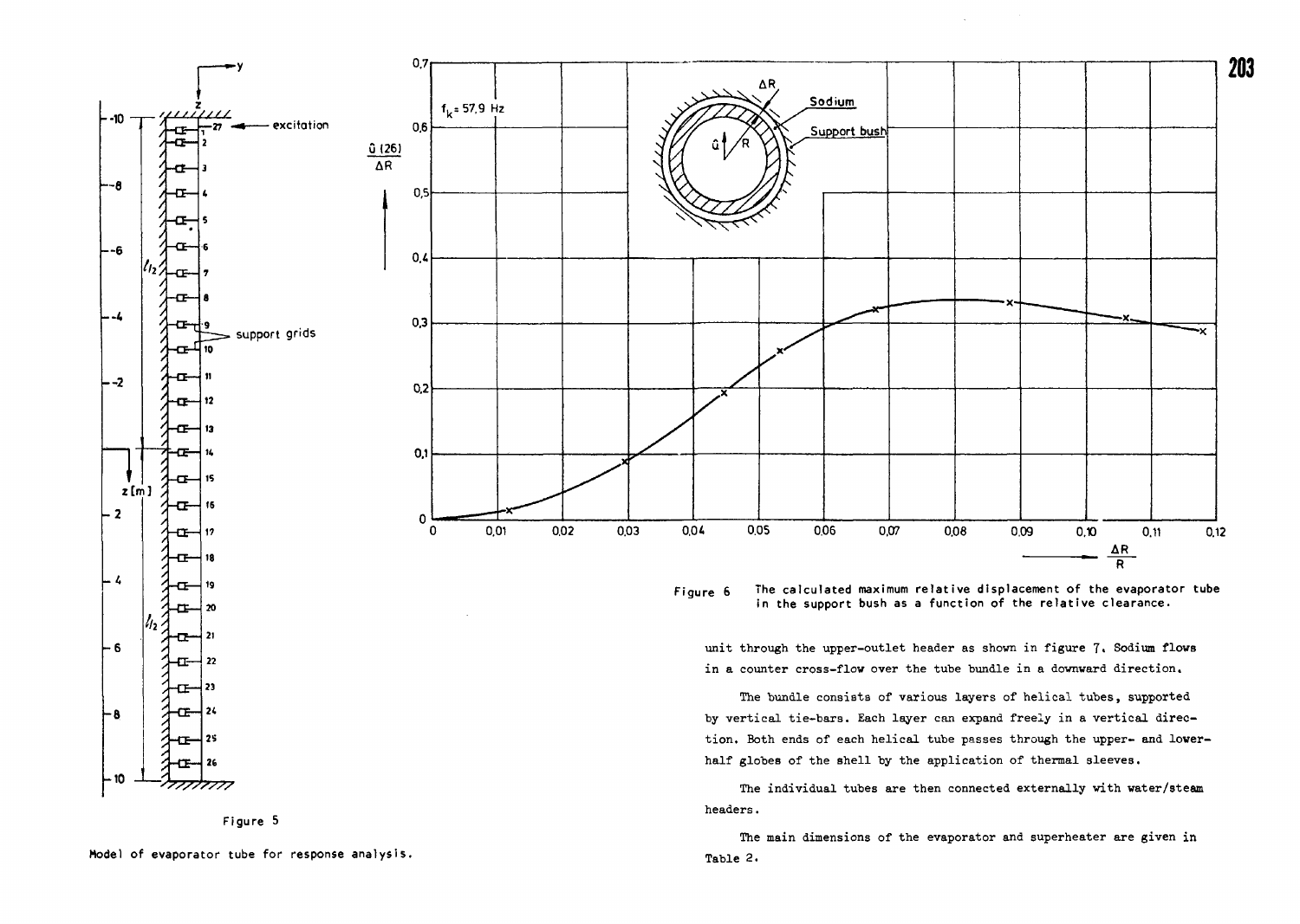Figure 5

Model of evaporator tube for response analysis.

Figure 6 The calculated maximum relative displacement of the evaporator tube in the support bush as a function of the relative clearance.

unit through the upper-outlet header as shown in figure 7. Sodium flows in a counter cross-flow over the tube bundle in a downward direction.

The bundle consists of various layers of helical tubes, supported by vertical tie-bars. Each layer can expand freely in a vertical direction. Both ends of each helical tube passes through the upper- and lower-half globes of the shell by the application of thermal sleeves.

The individual tubes are then connected externally with water/steam headers.

The main dimensions of the evaporator and superheater are given in Table 2.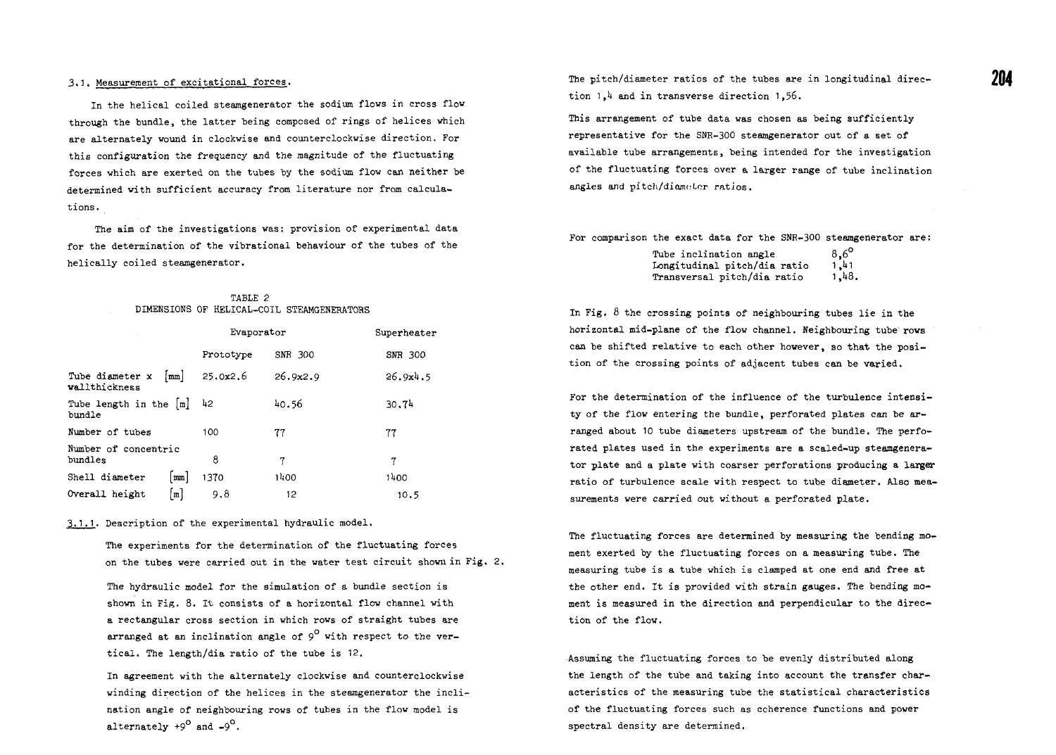### 3.1. Measurement of excitational forces.

In the helical coiled steamgenerator the sodium flows in cross flow through the bundle, the latter being composed of rings of helices which are alternately wound in clockwise and counterclockwise direction. For this configuration the frequency and the magnitude of the fluctuating forces which are exerted on the tubes by the sodium flow can neither be determined with sufficient accuracy from literature nor from calculations.

The aim of the investigations was: provision of experimental data for the determination of the vibrational behaviour of the tubes of the helically coiled steamgenerator.

TABLE 2
DIMENSIONS OF HELICAL-COIL STEAMGENERATORS

| | Evaporator | | Superheater |
|---|---|---|---|
| | Prototype | SNR 300 | SNR 300 |
| Tube diameter x wallthickness [mm] | 25.0x2.6 | 26.9x2.9 | 26.9x4.5 |
| Tube length in the bundle [m] | 42 | 40.56 | 30.74 |
| Number of tubes | 100 | 77 | 77 |
| Number of concentric bundles | 8 | 7 | 7 |
| Shell diameter [mm] | 1370 | 1400 | 1400 |
| Overall height [m] | 9.8 | 12 | 10.5 |

#### 3.1.1. Description of the experimental hydraulic model.

The experiments for the determination of the fluctuating forces on the tubes were carried out in the water test circuit shown in Fig. 2.

The hydraulic model for the simulation of a bundle section is shown in Fig. 8. It consists of a horizontal flow channel with a rectangular cross section in which rows of straight tubes are arranged at an inclination angle of 9° with respect to the vertical. The length/dia ratio of the tube is 12.

In agreement with the alternately clockwise and counterclockwise winding direction of the helices in the steamgenerator the inclination angle of neighbouring rows of tubes in the flow model is alternately +9° and -9°.

The pitch/diameter ratios of the tubes are in longitudinal direction 1,4 and in transverse direction 1,56.

This arrangement of tube data was chosen as being sufficiently representative for the SNR-300 steamgenerator out of a set of available tube arrangements, being intended for the investigation of the fluctuating forces over a larger range of tube inclination angles and pitch/diameter ratios.

For comparison the exact data for the SNR-300 steamgenerator are:

| | |
|---|---|
| Tube inclination angle | 8,6° |
| Longitudinal pitch/dia ratio | 1,41 |
| Transversal pitch/dia ratio | 1,48. |

In Fig. 8 the crossing points of neighbouring tubes lie in the horizontal mid-plane of the flow channel. Neighbouring tube rows can be shifted relative to each other however, so that the position of the crossing points of adjacent tubes can be varied.

For the determination of the influence of the turbulence intensity of the flow entering the bundle, perforated plates can be arranged about 10 tube diameters upstream of the bundle. The perforated plates used in the experiments are a scaled-up steamgenerator plate and a plate with coarser perforations producing a larger ratio of turbulence scale with respect to tube diameter. Also measurements were carried out without a perforated plate.

The fluctuating forces are determined by measuring the bending moment exerted by the fluctuating forces on a measuring tube. The measuring tube is a tube which is clamped at one end and free at the other end. It is provided with strain gauges. The bending moment is measured in the direction and perpendicular to the direction of the flow.

Assuming the fluctuating forces to be evenly distributed along the length of the tube and taking into account the transfer characteristics of the measuring tube the statistical characteristics of the fluctuating forces such as coherence functions and power spectral density are determined.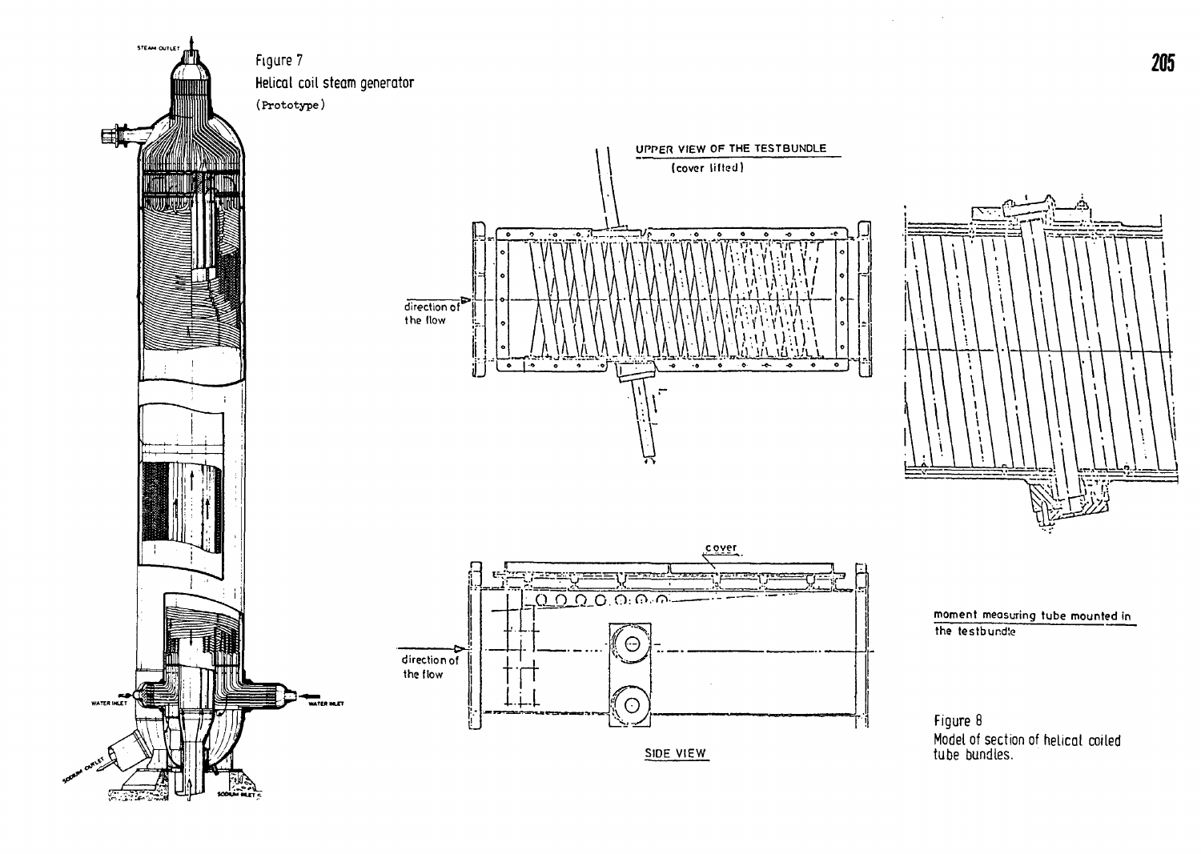Figure 7
Helical coil steam generator
(Prototype)

Figure 8
Model of section of helical coiled tube bundles.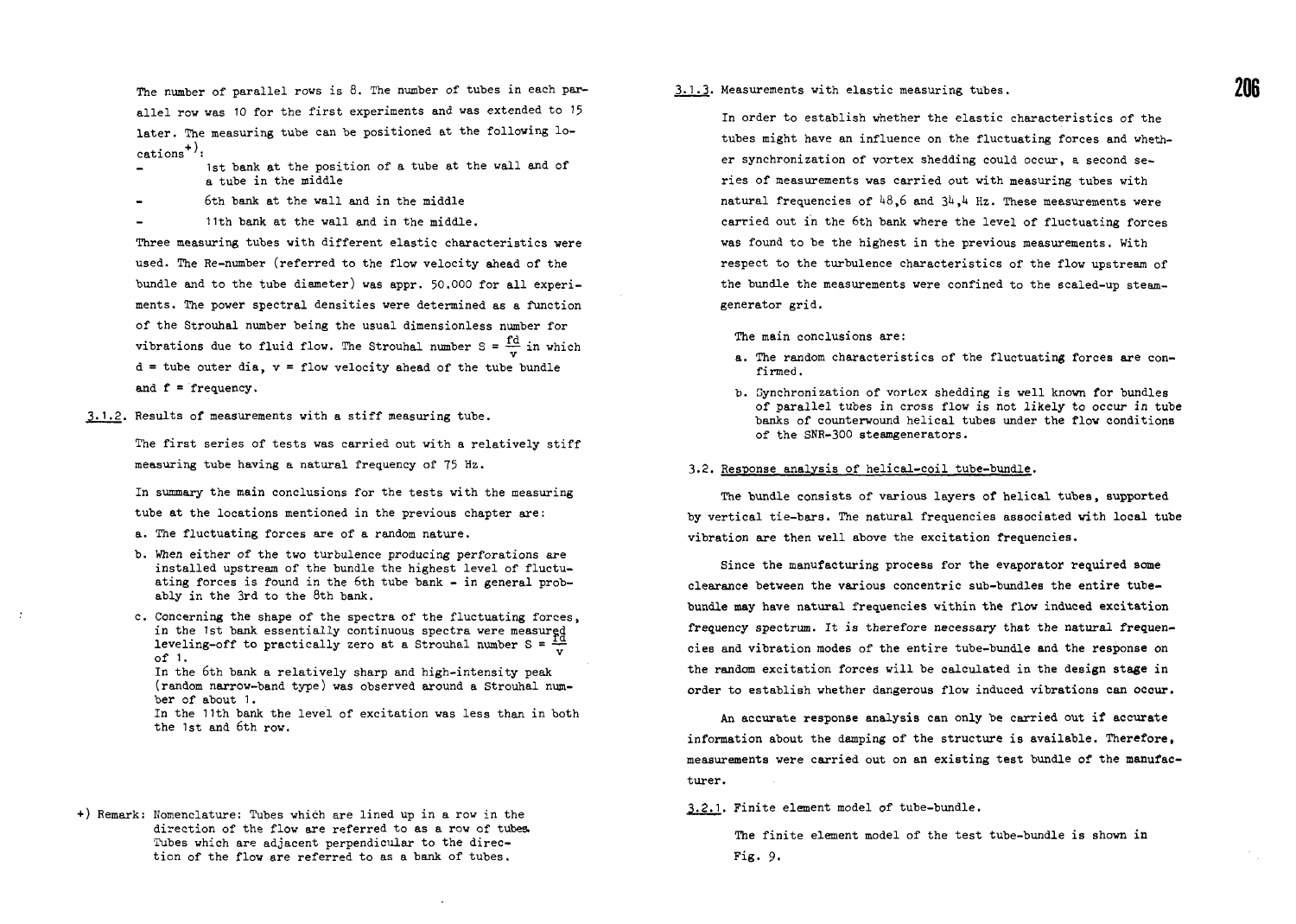The number of parallel rows is 8. The number of tubes in each parallel row was 10 for the first experiments and was extended to 15 later. The measuring tube can be positioned at the following locations[+]:

- 1st bank at the position of a tube at the wall and of a tube in the middle
- 6th bank at the wall and in the middle
- 11th bank at the wall and in the middle.

Three measuring tubes with different elastic characteristics were used. The Re-number (referred to the flow velocity ahead of the bundle and to the tube diameter) was appr. 50.000 for all experiments. The power spectral densities were determined as a function of the Strouhal number being the usual dimensionless number for vibrations due to fluid flow. The Strouhal number $S = \frac{fd}{v}$ in which d = tube outer dia, v = flow velocity ahead of the tube bundle and f = frequency.

3.1.2. Results of measurements with a stiff measuring tube.

The first series of tests was carried out with a relatively stiff measuring tube having a natural frequency of 75 Hz.

In summary the main conclusions for the tests with the measuring tube at the locations mentioned in the previous chapter are:

a. The fluctuating forces are of a random nature.

b. When either of the two turbulence producing perforations are installed upstream of the bundle the highest level of fluctuating forces is found in the 6th tube bank - in general probably in the 3rd to the 8th bank.

c. Concerning the shape of the spectra of the fluctuating forces, in the 1st bank essentially continuous spectra were measured leveling-off to practically zero at a Strouhal number $S = \frac{fd}{v}$ of 1.
In the 6th bank a relatively sharp and high-intensity peak (random narrow-band type) was observed around a Strouhal number of about 1.
In the 11th bank the level of excitation was less than in both the 1st and 6th row.

+) Remark: Nomenclature: Tubes which are lined up in a row in the direction of the flow are referred to as a row of tubes. Tubes which are adjacent perpendicular to the direction of the flow are referred to as a bank of tubes.

3.1.3. Measurements with elastic measuring tubes.

In order to establish whether the elastic characteristics of the tubes might have an influence on the fluctuating forces and whether synchronization of vortex shedding could occur, a second series of measurements was carried out with measuring tubes with natural frequencies of 48,6 and 34,4 Hz. These measurements were carried out in the 6th bank where the level of fluctuating forces was found to be the highest in the previous measurements. With respect to the turbulence characteristics of the flow upstream of the bundle the measurements were confined to the scaled-up steamgenerator grid.

The main conclusions are:

a. The random characteristics of the fluctuating forces are confirmed.

b. Synchronization of vortex shedding is well known for bundles of parallel tubes in cross flow is not likely to occur in tube banks of counterwound helical tubes under the flow conditions of the SNR-300 steamgenerators.

## 3.2. Response analysis of helical-coil tube-bundle.

The bundle consists of various layers of helical tubes, supported by vertical tie-bars. The natural frequencies associated with local tube vibration are then well above the excitation frequencies.

Since the manufacturing process for the evaporator required some clearance between the various concentric sub-bundles the entire tube-bundle may have natural frequencies within the flow induced excitation frequency spectrum. It is therefore necessary that the natural frequencies and vibration modes of the entire tube-bundle and the response on the random excitation forces will be calculated in the design stage in order to establish whether dangerous flow induced vibrations can occur.

An accurate response analysis can only be carried out if accurate information about the damping of the structure is available. Therefore, measurements were carried out on an existing test bundle of the manufacturer.

3.2.1. Finite element model of tube-bundle.

The finite element model of the test tube-bundle is shown in Fig. 9.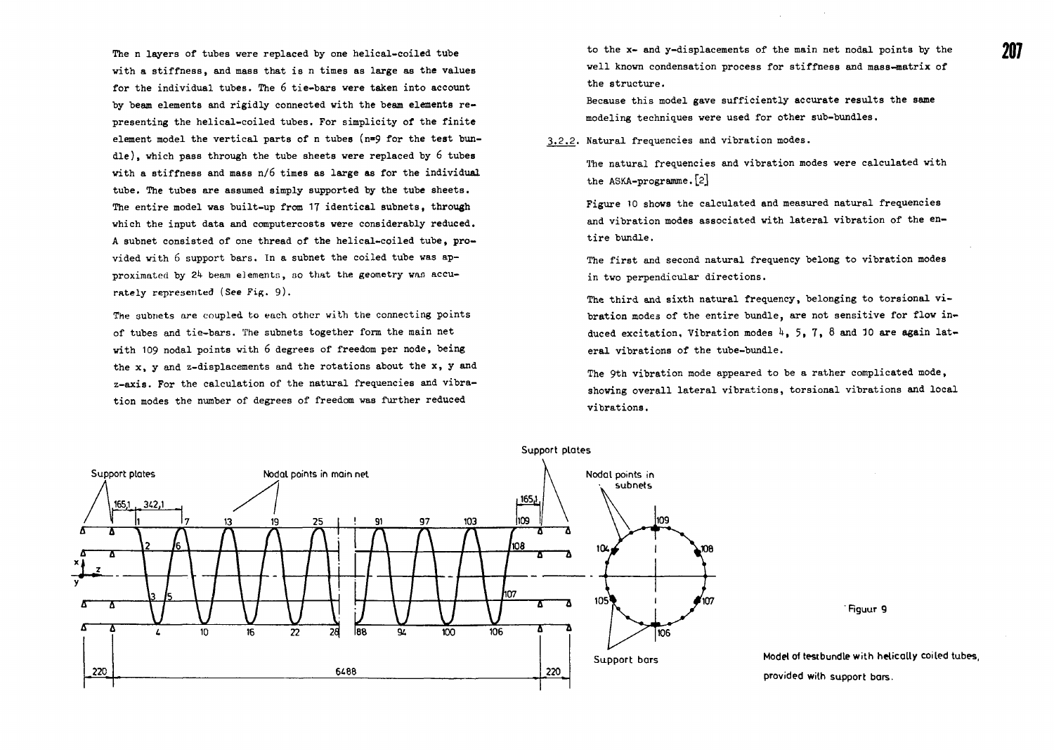The n layers of tubes were replaced by one helical-coiled tube with a stiffness, and mass that is n times as large as the values for the individual tubes. The 6 tie-bars were taken into account by beam elements and rigidly connected with the beam elements representing the helical-coiled tubes. For simplicity of the finite element model the vertical parts of n tubes (n=9 for the test bundle), which pass through the tube sheets were replaced by 6 tubes with a stiffness and mass n/6 times as large as for the individual tube. The tubes are assumed simply supported by the tube sheets. The entire model was built-up from 17 identical subnets, through which the input data and computercosts were considerably reduced. A subnet consisted of one thread of the helical-coiled tube, provided with 6 support bars. In a subnet the coiled tube was approximated by 24 beam elements, so that the geometry was accurately represented (See Fig. 9).

The subnets are coupled to each other with the connecting points of tubes and tie-bars. The subnets together form the main net with 109 nodal points with 6 degrees of freedom per node, being the x, y and z-displacements and the rotations about the x, y and z-axis. For the calculation of the natural frequencies and vibration modes the number of degrees of freedom was further reduced to the x- and y-displacements of the main net nodal points by the well known condensation process for stiffness and mass-matrix of the structure.

Because this model gave sufficiently accurate results the same modeling techniques were used for other sub-bundles.

3.2.2. Natural frequencies and vibration modes.

The natural frequencies and vibration modes were calculated with the ASKA-programme. [2]

Figure 10 shows the calculated and measured natural frequencies and vibration modes associated with lateral vibration of the entire bundle.

The first and second natural frequency belong to vibration modes in two perpendicular directions.

The third and sixth natural frequency, belonging to torsional vibration modes of the entire bundle, are not sensitive for flow induced excitation. Vibration modes 4, 5, 7, 8 and 10 are again lateral vibrations of the tube-bundle.

The 9th vibration mode appeared to be a rather complicated mode, showing overall lateral vibrations, torsional vibrations and local vibrations.

Figuur 9

Model of testbundle with helically coiled tubes, provided with support bars.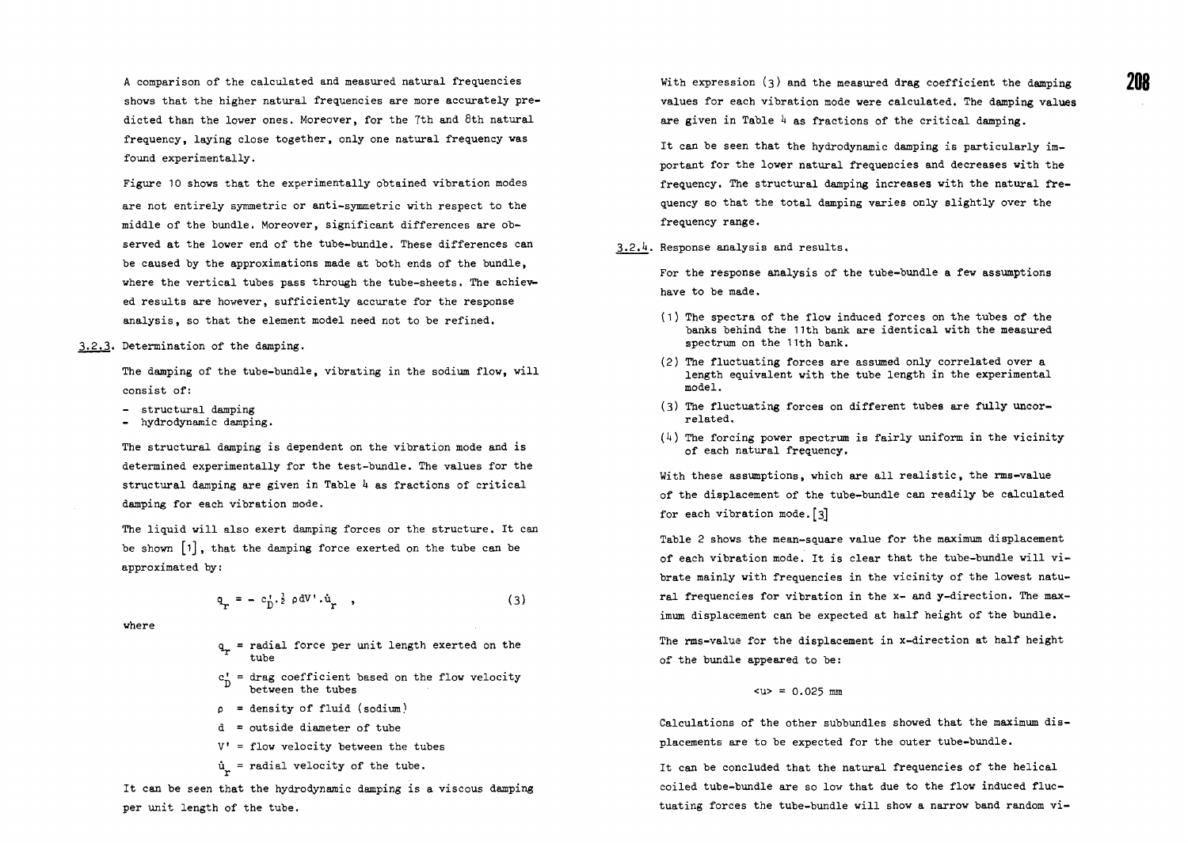A comparison of the calculated and measured natural frequencies shows that the higher natural frequencies are more accurately predicted than the lower ones. Moreover, for the 7th and 8th natural frequency, laying close together, only one natural frequency was found experimentally.

Figure 10 shows that the experimentally obtained vibration modes are not entirely symmetric or anti-symmetric with respect to the middle of the bundle. Moreover, significant differences are observed at the lower end of the tube-bundle. These differences can be caused by the approximations made at both ends of the bundle, where the vertical tubes pass through the tube-sheets. The achieved results are however, sufficiently accurate for the response analysis, so that the element model need not to be refined.

### 3.2.3. Determination of the damping.

The damping of the tube-bundle, vibrating in the sodium flow, will consist of:

- structural damping
- hydrodynamic damping.

The structural damping is dependent on the vibration mode and is determined experimentally for the test-bundle. The values for the structural damping are given in Table 4 as fractions of critical damping for each vibration mode.

The liquid will also exert damping forces or the structure. It can be shown [1], that the damping force exerted on the tube can be approximated by:

$$q_r = - c_D' \cdot \tfrac{1}{2} \, \rho d V' \cdot \dot{u}_r \quad , \tag{3}$$

where

- $q_r$ = radial force per unit length exerted on the tube
- $c_D'$ = drag coefficient based on the flow velocity between the tubes
- $\rho$ = density of fluid (sodium)
- $d$ = outside diameter of tube
- $V'$ = flow velocity between the tubes
- $\dot{u}_r$ = radial velocity of the tube.

It can be seen that the hydrodynamic damping is a viscous damping per unit length of the tube.

With expression (3) and the measured drag coefficient the damping values for each vibration mode were calculated. The damping values are given in Table 4 as fractions of the critical damping.

It can be seen that the hydrodynamic damping is particularly important for the lower natural frequencies and decreases with the frequency. The structural damping increases with the natural frequency so that the total damping varies only slightly over the frequency range.

### 3.2.4. Response analysis and results.

For the response analysis of the tube-bundle a few assumptions have to be made.

1. The spectra of the flow induced forces on the tubes of the banks behind the 11th bank are identical with the measured spectrum on the 11th bank.
2. The fluctuating forces are assumed only correlated over a length equivalent with the tube length in the experimental model.
3. The fluctuating forces on different tubes are fully uncorrelated.
4. The forcing power spectrum is fairly uniform in the vicinity of each natural frequency.

With these assumptions, which are all realistic, the rms-value of the displacement of the tube-bundle can readily be calculated for each vibration mode. [3]

Table 2 shows the mean-square value for the maximum displacement of each vibration mode. It is clear that the tube-bundle will vibrate mainly with frequencies in the vicinity of the lowest natural frequencies for vibration in the x- and y-direction. The maximum displacement can be expected at half height of the bundle.

The rms-value for the displacement in x-direction at half height of the bundle appeared to be:

$$\langle u \rangle = 0.025 \text{ mm}$$

Calculations of the other subbundles showed that the maximum displacements are to be expected for the outer tube-bundle.

It can be concluded that the natural frequencies of the helical coiled tube-bundle are so low that due to the flow induced fluctuating forces the tube-bundle will show a narrow band random vi-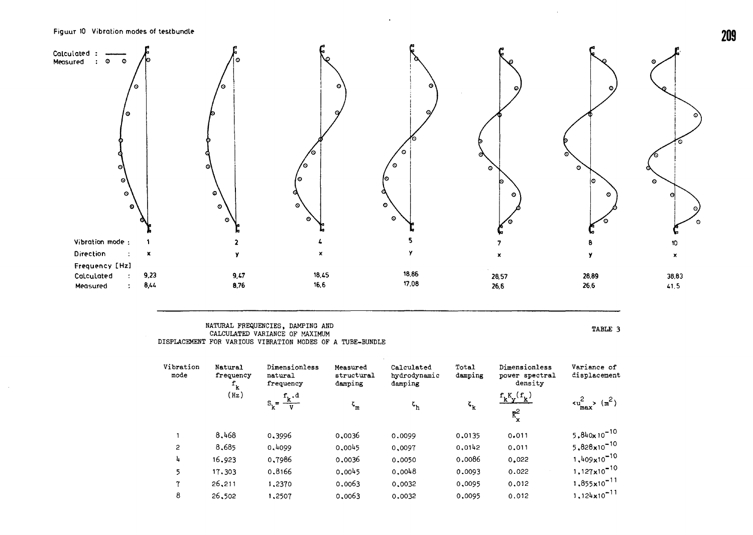Figuur 10 Vibration modes of testbundle

Calculated : ——
Measured : ⊙ ⊙

| Vibration mode : | 1 | 2 | 4 | 5 | 7 | 8 | 10 |
|---|---|---|---|---|---|---|---|
| Direction : | x | y | x | y | x | y | x |
| Frequency [Hz] | | | | | | | |
| Calculated : | 9,23 | 9,47 | 18,45 | 18,86 | 28,57 | 28,89 | 38,83 |
| Measured : | 8,44 | 8,76 | 16,6 | 17,08 | 26,6 | 26,6 | 41,5 |

NATURAL FREQUENCIES, DAMPING AND CALCULATED VARIANCE OF MAXIMUM DISPLACEMENT FOR VARIOUS VIBRATION MODES OF A TUBE-BUNDLE

TABLE 3

| Vibration mode | Natural frequency $f_k$ (Hz) | Dimensionless natural frequency $S_k = \frac{f_k \cdot d}{V}$ | Measured structural damping $\zeta_m$ | Calculated hydrodynamic damping $\zeta_h$ | Total damping $\zeta_k$ | Dimensionless power spectral density $\frac{f_k K_y(f_k)}{\bar{K}_x^2}$ | Variance of displacement $<u^2_{max}>$ ($m^2$) |
|---|---|---|---|---|---|---|---|
| 1 | 8.468 | 0.3996 | 0.0036 | 0.0099 | 0.0135 | 0.011 | $5.840 \times 10^{-10}$ |
| 2 | 8.685 | 0.4099 | 0.0045 | 0.0097 | 0.0142 | 0.011 | $5.828 \times 10^{-10}$ |
| 4 | 16.923 | 0.7986 | 0.0036 | 0.0050 | 0.0086 | 0.022 | $1.409 \times 10^{-10}$ |
| 5 | 17.303 | 0.8166 | 0.0045 | 0.0048 | 0.0093 | 0.022 | $1.127 \times 10^{-10}$ |
| 7 | 26.211 | 1.2370 | 0.0063 | 0.0032 | 0.0095 | 0.012 | $1.855 \times 10^{-11}$ |
| 8 | 26.502 | 1.2507 | 0.0063 | 0.0032 | 0.0095 | 0.012 | $1.124 \times 10^{-11}$ |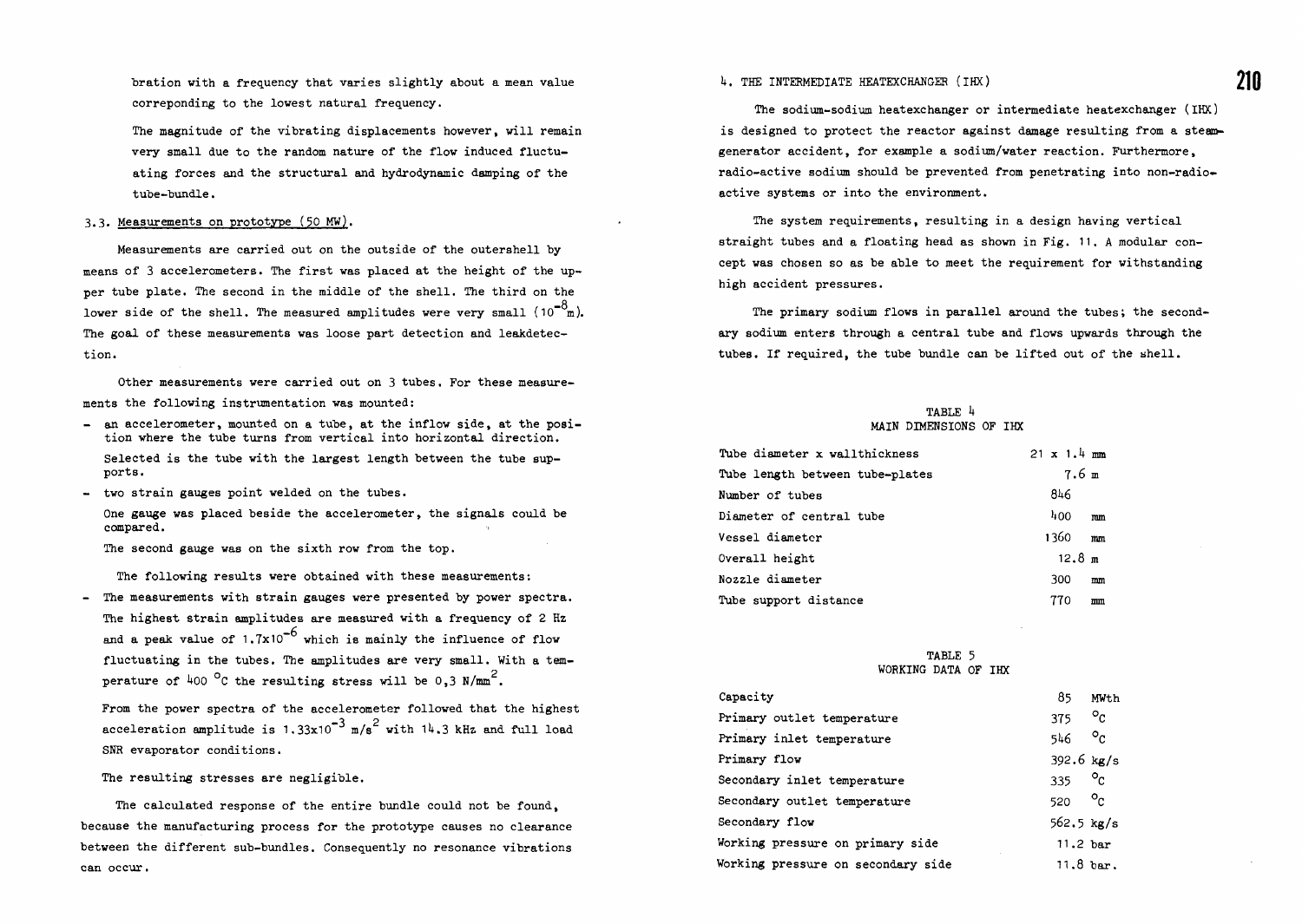bration with a frequency that varies slightly about a mean value correponding to the lowest natural frequency.

The magnitude of the vibrating displacements however, will remain very small due to the random nature of the flow induced fluctuating forces and the structural and hydrodynamic damping of the tube-bundle.

### 3.3. Measurements on prototype (50 MW).

Measurements are carried out on the outside of the outershell by means of 3 accelerometers. The first was placed at the height of the upper tube plate. The second in the middle of the shell. The third on the lower side of the shell. The measured amplitudes were very small ($10^{-8}$m). The goal of these measurements was loose part detection and leakdetection.

Other measurements were carried out on 3 tubes. For these measurements the following instrumentation was mounted:

- an accelerometer, mounted on a tube, at the inflow side, at the position where the tube turns from vertical into horizontal direction.

  Selected is the tube with the largest length between the tube supports.
- two strain gauges point welded on the tubes.

  One gauge was placed beside the accelerometer, the signals could be compared.

  The second gauge was on the sixth row from the top.

The following results were obtained with these measurements:

- The measurements with strain gauges were presented by power spectra. The highest strain amplitudes are measured with a frequency of 2 Hz and a peak value of $1.7 \times 10^{-6}$ which is mainly the influence of flow fluctuating in the tubes. The amplitudes are very small. With a temperature of 400 °C the resulting stress will be 0,3 N/mm$^2$.

  From the power spectra of the accelerometer followed that the highest acceleration amplitude is $1.33 \times 10^{-3}$ m/s$^2$ with 14.3 kHz and full load SNR evaporator conditions.

  The resulting stresses are negligible.

The calculated response of the entire bundle could not be found, because the manufacturing process for the prototype causes no clearance between the different sub-bundles. Consequently no resonance vibrations can occur.

## 4. THE INTERMEDIATE HEATEXCHANGER (IHX)

The sodium-sodium heatexchanger or intermediate heatexchanger (IHX) is designed to protect the reactor against damage resulting from a steam-generator accident, for example a sodium/water reaction. Furthermore, radio-active sodium should be prevented from penetrating into non-radioactive systems or into the environment.

The system requirements, resulting in a design having vertical straight tubes and a floating head as shown in Fig. 11. A modular concept was chosen so as be able to meet the requirement for withstanding high accident pressures.

The primary sodium flows in parallel around the tubes; the secondary sodium enters through a central tube and flows upwards through the tubes. If required, the tube bundle can be lifted out of the shell.

TABLE 4
MAIN DIMENSIONS OF IHX

| | |
|---|---|
| Tube diameter x wallthickness | 21 x 1.4 mm |
| Tube length between tube-plates | 7.6 m |
| Number of tubes | 846 |
| Diameter of central tube | 400 mm |
| Vessel diameter | 1360 mm |
| Overall height | 12.8 m |
| Nozzle diameter | 300 mm |
| Tube support distance | 770 mm |

TABLE 5
WORKING DATA OF IHX

| | |
|---|---|
| Capacity | 85 MWth |
| Primary outlet temperature | 375 °C |
| Primary inlet temperature | 546 °C |
| Primary flow | 392.6 kg/s |
| Secondary inlet temperature | 335 °C |
| Secondary outlet temperature | 520 °C |
| Secondary flow | 562.5 kg/s |
| Working pressure on primary side | 11.2 bar |
| Working pressure on secondary side | 11.8 bar. |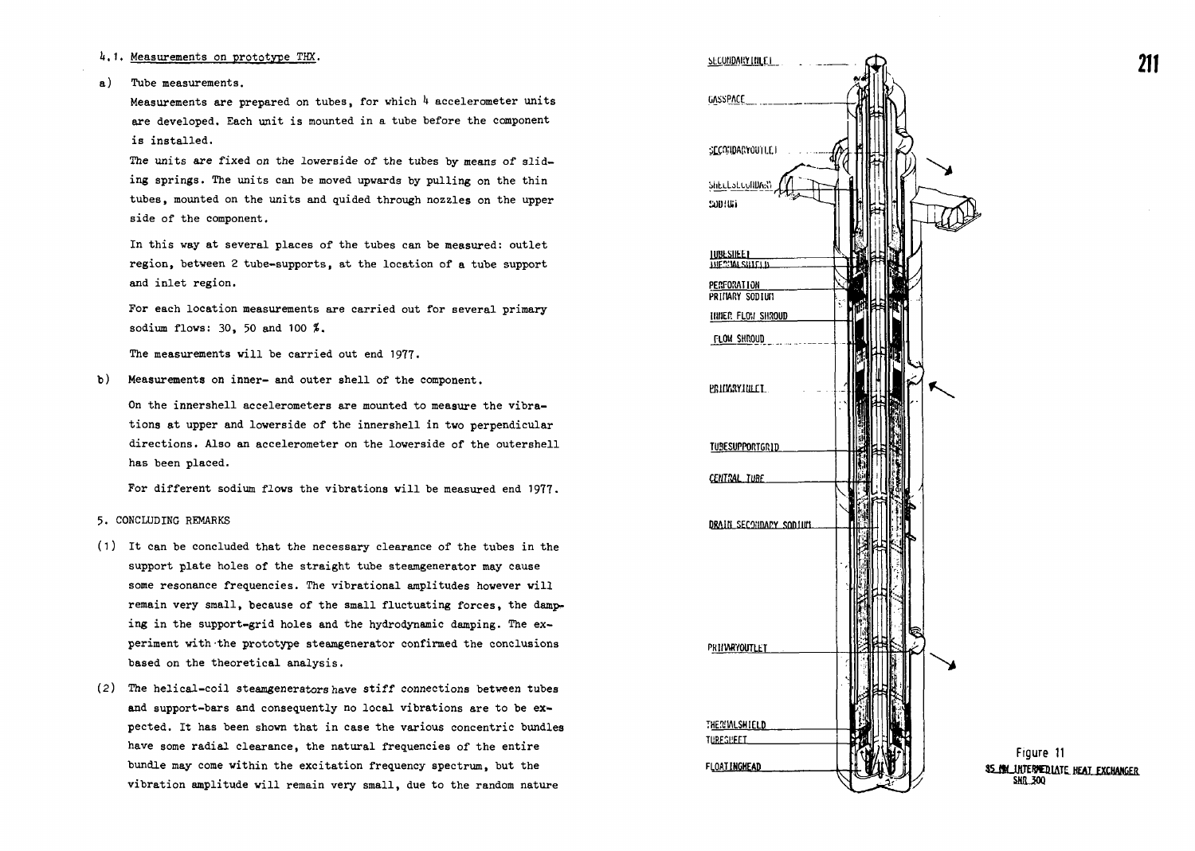### 4.1. Measurements on prototype THX.

a) Tube measurements.

Measurements are prepared on tubes, for which 4 accelerometer units are developed. Each unit is mounted in a tube before the component is installed.

The units are fixed on the lowerside of the tubes by means of sliding springs. The units can be moved upwards by pulling on the thin tubes, mounted on the units and quided through nozzles on the upper side of the component.

In this way at several places of the tubes can be measured: outlet region, between 2 tube-supports, at the location of a tube support and inlet region.

For each location measurements are carried out for several primary sodium flows: 30, 50 and 100 %.

The measurements will be carried out end 1977.

b) Measurements on inner- and outer shell of the component.

On the innershell accelerometers are mounted to measure the vibrations at upper and lowerside of the innershell in two perpendicular directions. Also an accelerometer on the lowerside of the outershell has been placed.

For different sodium flows the vibrations will be measured end 1977.

## 5. CONCLUDING REMARKS

(1) It can be concluded that the necessary clearance of the tubes in the support plate holes of the straight tube steamgenerator may cause some resonance frequencies. The vibrational amplitudes however will remain very small, because of the small fluctuating forces, the damping in the support-grid holes and the hydrodynamic damping. The experiment with the prototype steamgenerator confirmed the conclusions based on the theoretical analysis.

(2) The helical-coil steamgenerators have stiff connections between tubes and support-bars and consequently no local vibrations are to be expected. It has been shown that in case the various concentric bundles have some radial clearance, the natural frequencies of the entire bundle may come within the excitation frequency spectrum, but the vibration amplitude will remain very small, due to the random nature

SECONDARY INLET
GASSPACE
SECONDARY OUTLET
SHELL SECONDARY SODIUM
TUBESHEET
THERMAL SHIELD
PERFORATION
PRIMARY SODIUM
INNER FLOW SHROUD
FLOW SHROUD
PRIMARY INLET
TUBESUPPORTGRID
CENTRAL TUBE
DRAIN SECONDARY SODIUM
PRIMARY OUTLET
THERMAL SHIELD
TUBESHEET
FLOATINGHEAD

Figure 11
85 MW INTERMEDIATE HEAT EXCHANGER
SNR 300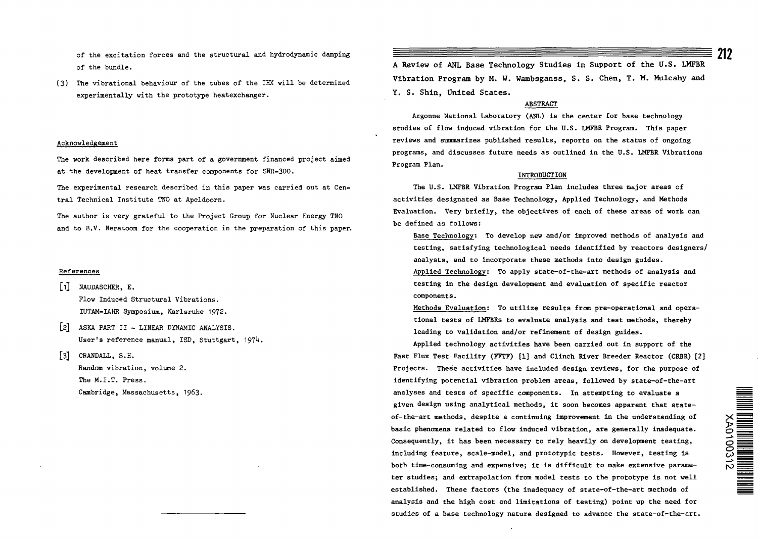of the excitation forces and the structural and hydrodynamic damping of the bundle.

(3) The vibrational behaviour of the tubes of the IHX will be determined experimentally with the prototype heatexchanger.

## Acknowledgement

The work described here forms part of a government financed project aimed at the development of heat transfer components for SNR-300.

The experimental research described in this paper was carried out at Central Technical Institute TNO at Apeldoorn.

The author is very grateful to the Project Group for Nuclear Energy TNO and to B.V. Neratoom for the cooperation in the preparation of this paper.

## References

[1] NAUDASCHER, E.
Flow Induced Structural Vibrations.
IUTAM-IAHR Symposium, Karlsruhe 1972.

[2] ASKA PART II - LINEAR DYNAMIC ANALYSIS.
User's reference manual, ISD, Stuttgart, 1974.

[3] CRANDALL, S.H.
Random vibration, volume 2.
The M.I.T. Press.
Cambridge, Massachusetts, 1963.

---

# A Review of ANL Base Technology Studies in Support of the U.S. LMFBR Vibration Program by M. W. Wambsganss, S. S. Chen, T. M. Mulcahy and Y. S. Shin, United States.

## ABSTRACT

Argonne National Laboratory (ANL) is the center for base technology studies of flow induced vibration for the U.S. LMFBR Program. This paper reviews and summarizes published results, reports on the status of ongoing programs, and discusses future needs as outlined in the U.S. LMFBR Vibrations Program Plan.

## INTRODUCTION

The U.S. LMFBR Vibration Program Plan includes three major areas of activities designated as Base Technology, Applied Technology, and Methods Evaluation. Very briefly, the objectives of each of these areas of work can be defined as follows:

Base Technology: To develop new and/or improved methods of analysis and testing, satisfying technological needs identified by reactors designers/analysts, and to incorporate these methods into design guides.

Applied Technology: To apply state-of-the-art methods of analysis and testing in the design development and evaluation of specific reactor components.

Methods Evaluation: To utilize results from pre-operational and operational tests of LMFBRs to evaluate analysis and test methods, thereby leading to validation and/or refinement of design guides.

Applied technology activities have been carried out in support of the Fast Flux Test Facility (FFTF) [1] and Clinch River Breeder Reactor (CRBR) [2] Projects. These activities have included design reviews, for the purpose of identifying potential vibration problem areas, followed by state-of-the-art analyses and tests of specific components. In attempting to evaluate a given design using analytical methods, it soon becomes apparent that state-of-the-art methods, despite a continuing improvement in the understanding of basic phenomena related to flow induced vibration, are generally inadequate. Consequently, it has been necessary to rely heavily on development testing, including feature, scale-model, and prototypic tests. However, testing is both time-consuming and expensive; it is difficult to make extensive parameter studies; and extrapolation from model tests to the prototype is not well established. These factors (the inadequacy of state-of-the-art methods of analysis and the high cost and limitations of testing) point up the need for studies of a base technology nature designed to advance the state-of-the-art.